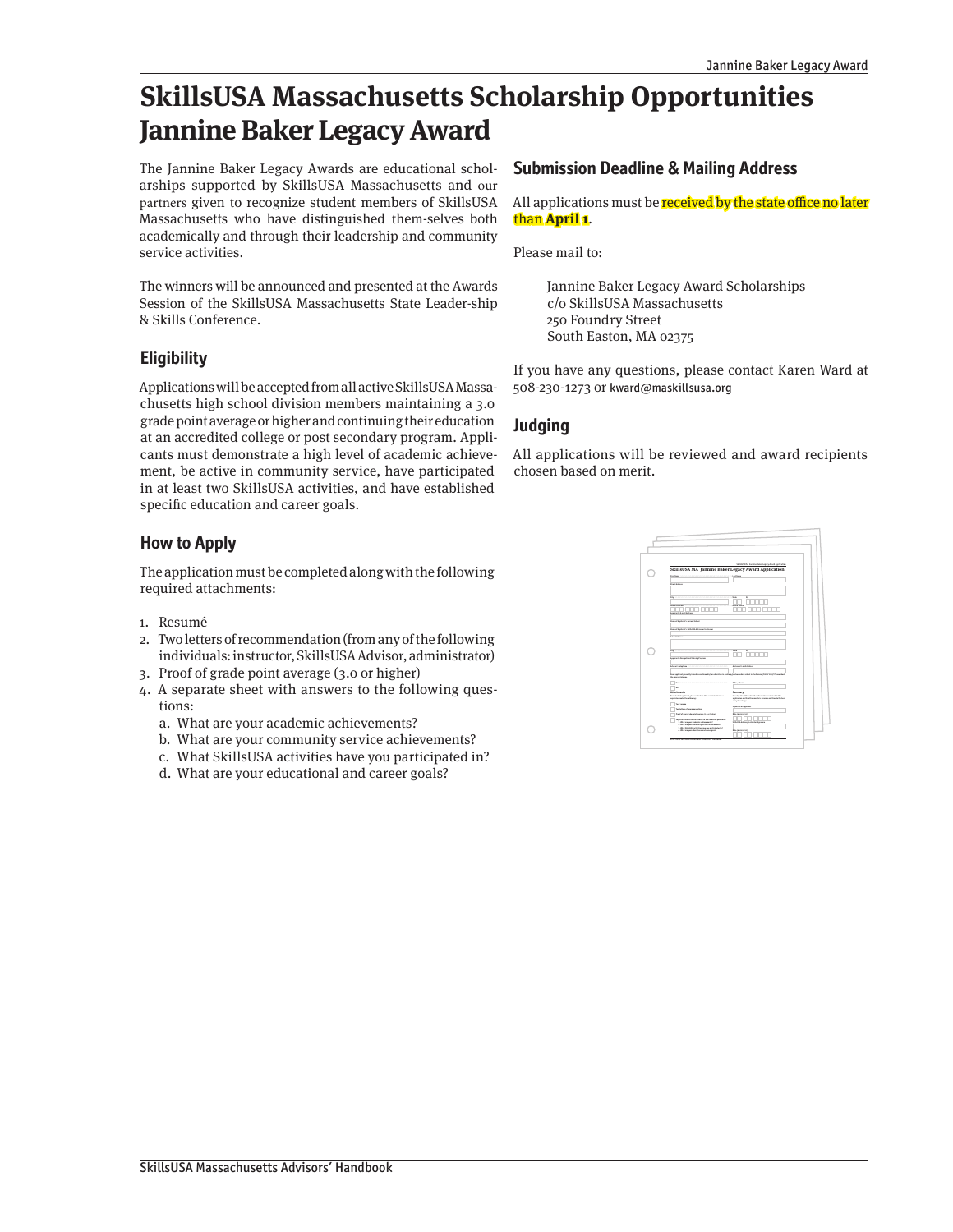# SkillsUSA Massachusetts Scholarship Opportunities
# Jannine Baker Legacy Award

The Jannine Baker Legacy Awards are educational scholarships supported by SkillsUSA Massachusetts and our partners given to recognize student members of SkillsUSA Massachusetts who have distinguished them-selves both academically and through their leadership and community service activities.

The winners will be announced and presented at the Awards Session of the SkillsUSA Massachusetts State Leader-ship & Skills Conference.

## Eligibility

Applications will be accepted from all active SkillsUSA Massachusetts high school division members maintaining a 3.0 grade point average or higher and continuing their education at an accredited college or post secondary program. Applicants must demonstrate a high level of academic achievement, be active in community service, have participated in at least two SkillsUSA activities, and have established specific education and career goals.

## How to Apply

The application must be completed along with the following required attachments:

1. Resumé
2. Two letters of recommendation (from any of the following individuals: instructor, SkillsUSA Advisor, administrator)
3. Proof of grade point average (3.0 or higher)
4. A separate sheet with answers to the following questions:
   a. What are your academic achievements?
   b. What are your community service achievements?
   c. What SkillsUSA activities have you participated in?
   d. What are your educational and career goals?

## Submission Deadline & Mailing Address

All applications must be received by the state office no later than **April 1**.

Please mail to:

Jannine Baker Legacy Award Scholarships
c/o SkillsUSA Massachusetts
250 Foundry Street
South Easton, MA 02375

If you have any questions, please contact Karen Ward at 508-230-1273 or kward@maskillsusa.org

## Judging

All applications will be reviewed and award recipients chosen based on merit.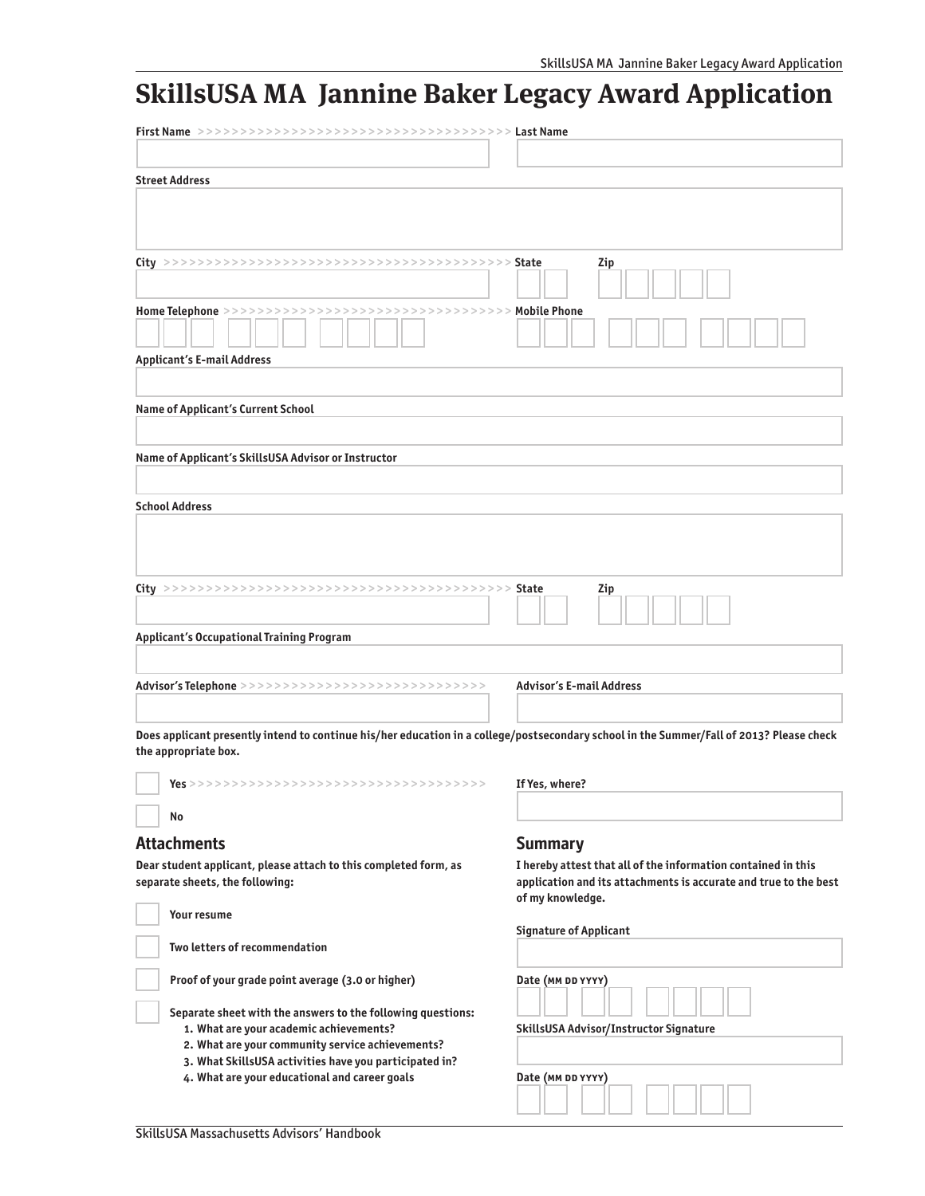# SkillsUSA MA Jannine Baker Legacy Award Application

**First Name**

**Last Name**

**Street Address**

**City**

**State**

**Zip**

**Home Telephone**

**Mobile Phone**

**Applicant's E-mail Address**

**Name of Applicant's Current School**

**Name of Applicant's SkillsUSA Advisor or Instructor**

**School Address**

**City**

**State**

**Zip**

**Applicant's Occupational Training Program**

**Advisor's Telephone**

**Advisor's E-mail Address**

**Does applicant presently intend to continue his/her education in a college/postsecondary school in the Summer/Fall of 2013? Please check the appropriate box.**

- [ ] **Yes**
- [ ] **No**

**If Yes, where?**

## Attachments

**Dear student applicant, please attach to this completed form, as separate sheets, the following:**

- [ ] **Your resume**
- [ ] **Two letters of recommendation**
- [ ] **Proof of your grade point average (3.0 or higher)**
- [ ] **Separate sheet with the answers to the following questions:**
  1. **What are your academic achievements?**
  2. **What are your community service achievements?**
  3. **What SkillsUSA activities have you participated in?**
  4. **What are your educational and career goals**

## Summary

**I hereby attest that all of the information contained in this application and its attachments is accurate and true to the best of my knowledge.**

**Signature of Applicant**

**Date (MM DD YYYY)**

**SkillsUSA Advisor/Instructor Signature**

**Date (MM DD YYYY)**